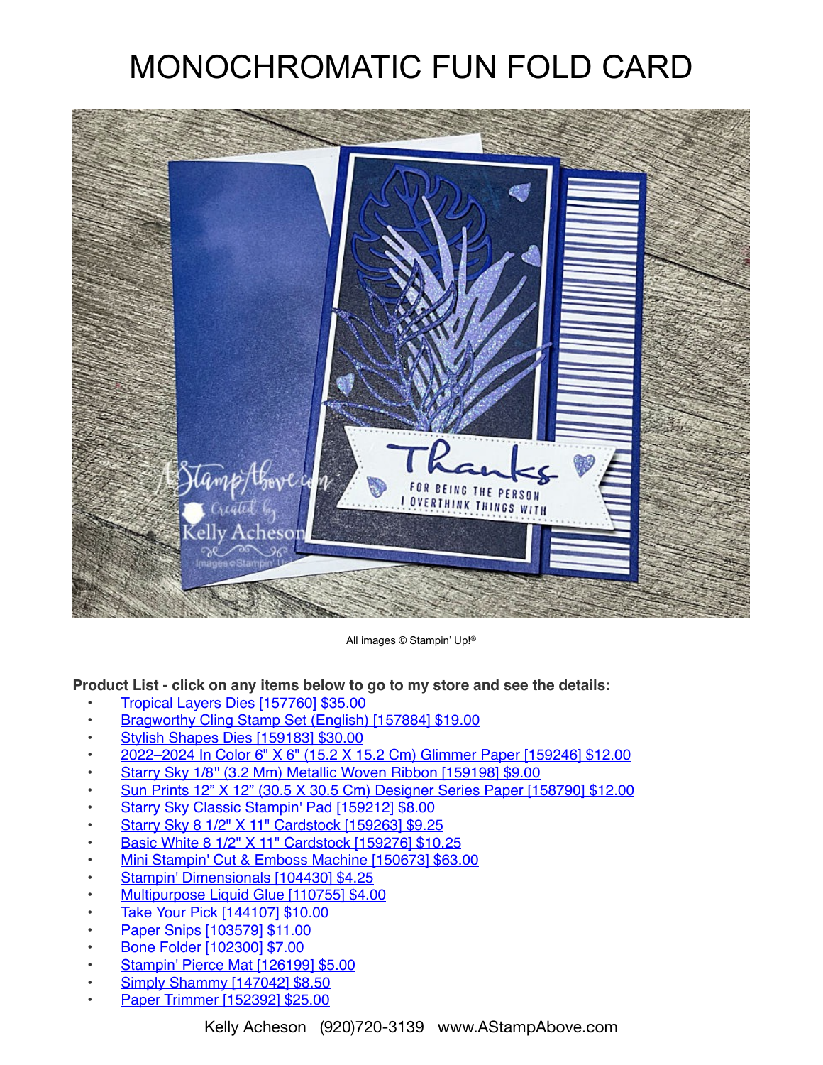# MONOCHROMATIC FUN FOLD CARD

All images © Stampin' Up!®

**Product List - click on any items below to go to my store and see the details:**

- Tropical Layers Dies [157760] $35.00
- Bragworthy Cling Stamp Set (English) [157884] $19.00
- Stylish Shapes Dies [159183] $30.00
- 2022–2024 In Color 6" X 6" (15.2 X 15.2 Cm) Glimmer Paper [159246] $12.00
- Starry Sky 1/8" (3.2 Mm) Metallic Woven Ribbon [159198] $9.00
- Sun Prints 12" X 12" (30.5 X 30.5 Cm) Designer Series Paper [158790] $12.00
- Starry Sky Classic Stampin' Pad [159212] $8.00
- Starry Sky 8 1/2" X 11" Cardstock [159263] $9.25
- Basic White 8 1/2" X 11" Cardstock [159276] $10.25
- Mini Stampin' Cut & Emboss Machine [150673] $63.00
- Stampin' Dimensionals [104430] $4.25
- Multipurpose Liquid Glue [110755] $4.00
- Take Your Pick [144107] $10.00
- Paper Snips [103579] $11.00
- Bone Folder [102300] $7.00
- Stampin' Pierce Mat [126199] $5.00
- Simply Shammy [147042] $8.50
- Paper Trimmer [152392] $25.00

Kelly Acheson (920)720-3139 www.AStampAbove.com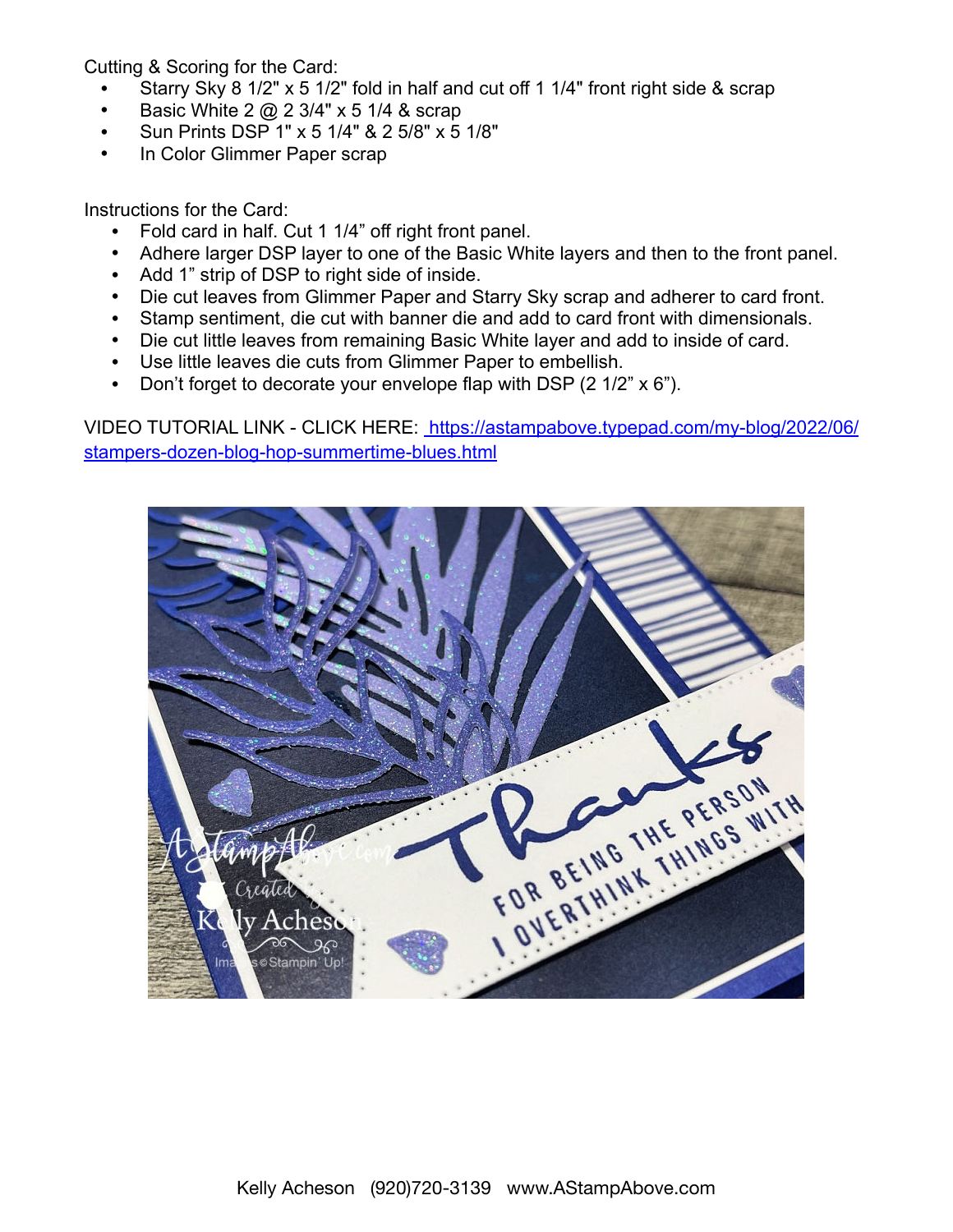Cutting & Scoring for the Card:

- Starry Sky 8 1/2" x 5 1/2" fold in half and cut off 1 1/4" front right side & scrap
- Basic White 2 @ 2 3/4" x 5 1/4 & scrap
- Sun Prints DSP 1" x 5 1/4" & 2 5/8" x 5 1/8"
- In Color Glimmer Paper scrap

Instructions for the Card:

- Fold card in half. Cut 1 1/4" off right front panel.
- Adhere larger DSP layer to one of the Basic White layers and then to the front panel.
- Add 1" strip of DSP to right side of inside.
- Die cut leaves from Glimmer Paper and Starry Sky scrap and adherer to card front.
- Stamp sentiment, die cut with banner die and add to card front with dimensionals.
- Die cut little leaves from remaining Basic White layer and add to inside of card.
- Use little leaves die cuts from Glimmer Paper to embellish.
- Don't forget to decorate your envelope flap with DSP (2 1/2" x 6").

VIDEO TUTORIAL LINK - CLICK HERE: https://astampabove.typepad.com/my-blog/2022/06/stampers-dozen-blog-hop-summertime-blues.html

Kelly Acheson (920)720-3139 www.AStampAbove.com